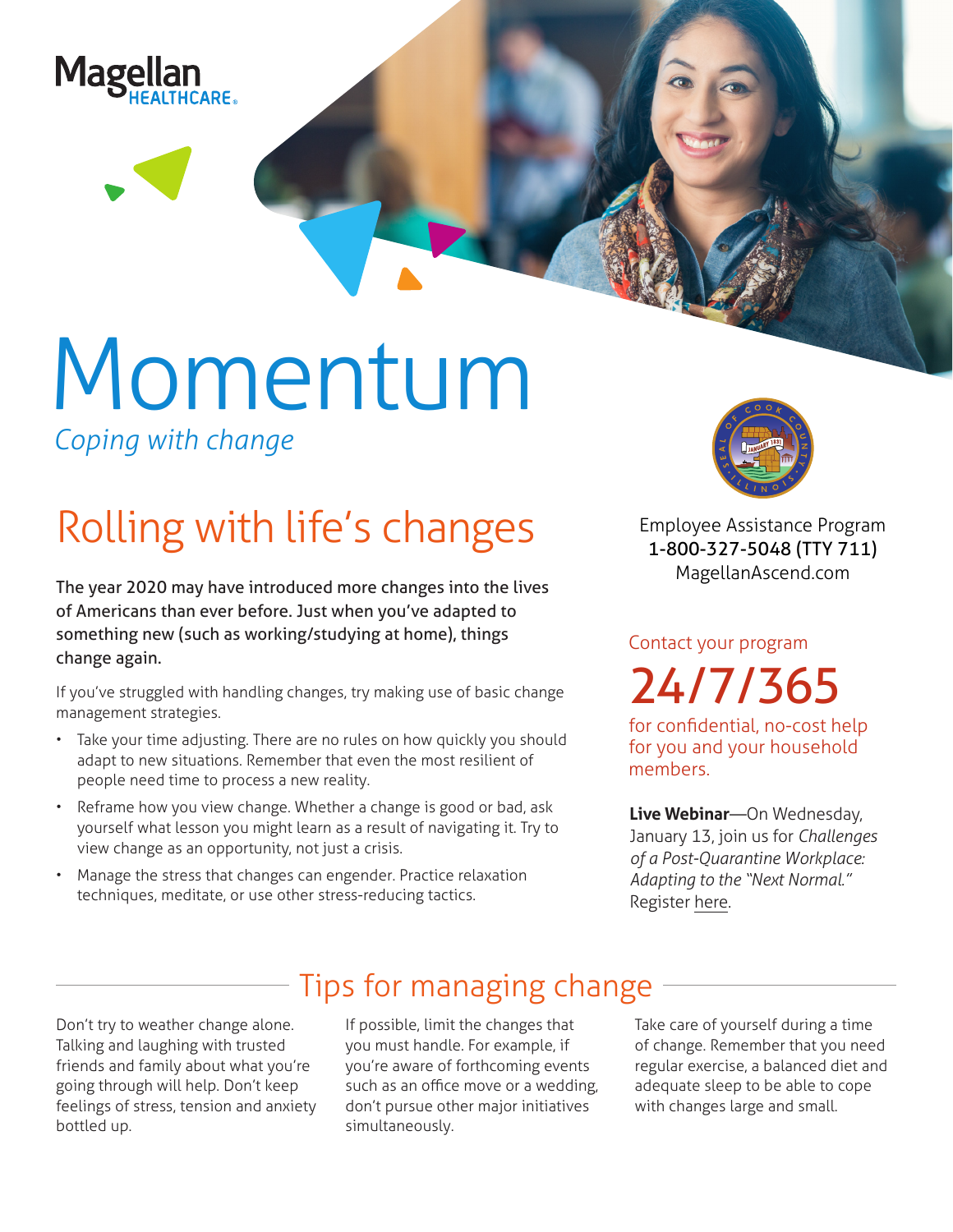Magellan HEALTHCARE

# Momentum

*Coping with change*

## Rolling with life's changes

**The year 2020 may have introduced more changes into the lives of Americans than ever before. Just when you've adapted to something new (such as working/studying at home), things change again.**

If you've struggled with handling changes, try making use of basic change management strategies.

- Take your time adjusting. There are no rules on how quickly you should adapt to new situations. Remember that even the most resilient of people need time to process a new reality.
- Reframe how you view change. Whether a change is good or bad, ask yourself what lesson you might learn as a result of navigating it. Try to view change as an opportunity, not just a crisis.
- Manage the stress that changes can engender. Practice relaxation techniques, meditate, or use other stress-reducing tactics.

Employee Assistance Program
1-800-327-5048 (TTY 711)
MagellanAscend.com

Contact your program

24/7/365

for confidential, no-cost help for you and your household members.

**Live Webinar**—On Wednesday, January 13, join us for *Challenges of a Post-Quarantine Workplace: Adapting to the "Next Normal."* Register here.

## Tips for managing change

Don't try to weather change alone. Talking and laughing with trusted friends and family about what you're going through will help. Don't keep feelings of stress, tension and anxiety bottled up.

If possible, limit the changes that you must handle. For example, if you're aware of forthcoming events such as an office move or a wedding, don't pursue other major initiatives simultaneously.

Take care of yourself during a time of change. Remember that you need regular exercise, a balanced diet and adequate sleep to be able to cope with changes large and small.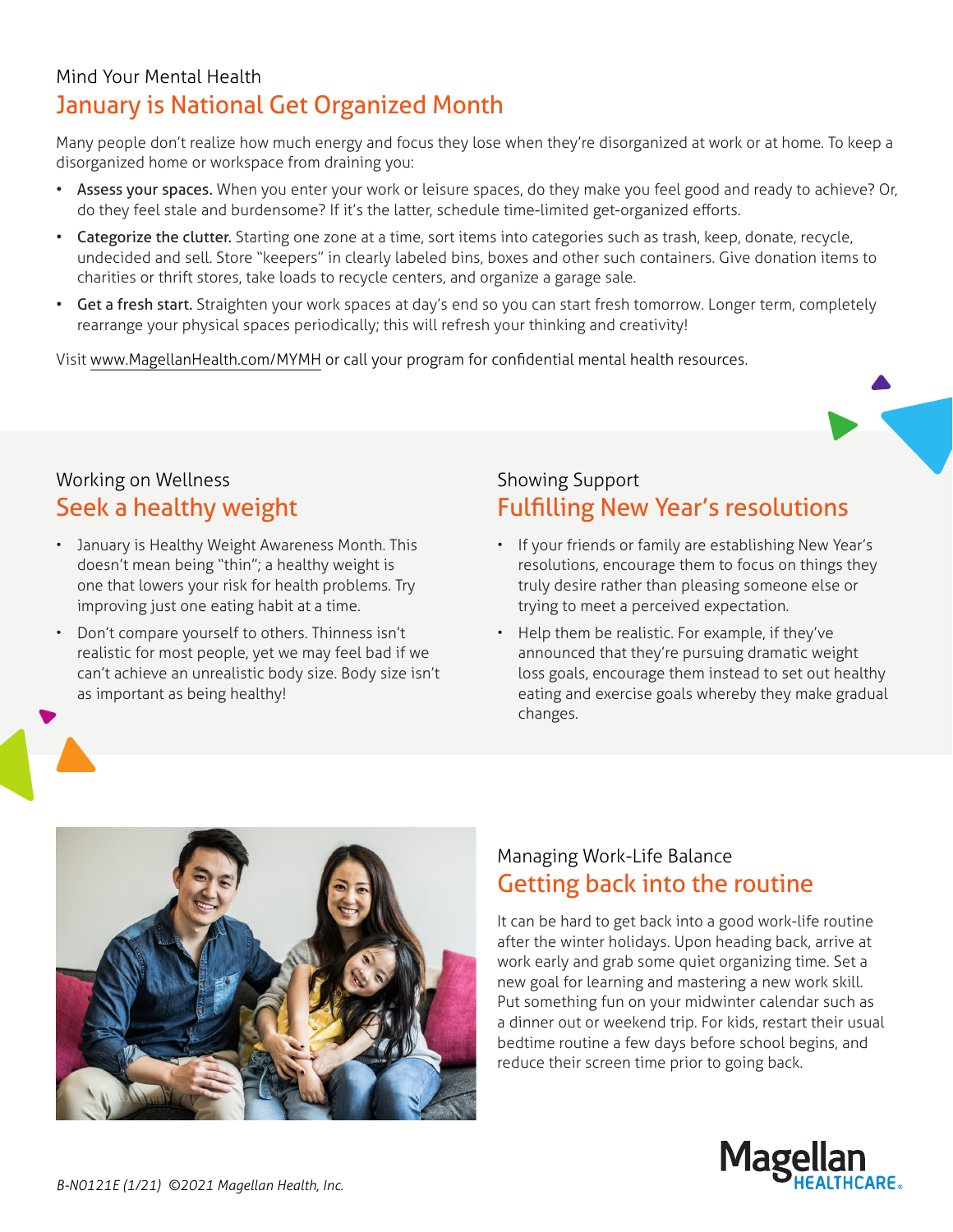Mind Your Mental Health

## January is National Get Organized Month

Many people don't realize how much energy and focus they lose when they're disorganized at work or at home. To keep a disorganized home or workspace from draining you:

- **Assess your spaces.** When you enter your work or leisure spaces, do they make you feel good and ready to achieve? Or, do they feel stale and burdensome? If it's the latter, schedule time-limited get-organized efforts.
- **Categorize the clutter.** Starting one zone at a time, sort items into categories such as trash, keep, donate, recycle, undecided and sell. Store "keepers" in clearly labeled bins, boxes and other such containers. Give donation items to charities or thrift stores, take loads to recycle centers, and organize a garage sale.
- **Get a fresh start.** Straighten your work spaces at day's end so you can start fresh tomorrow. Longer term, completely rearrange your physical spaces periodically; this will refresh your thinking and creativity!

Visit www.MagellanHealth.com/MYMH or call your program for confidential mental health resources.

Working on Wellness

## Seek a healthy weight

- January is Healthy Weight Awareness Month. This doesn't mean being "thin"; a healthy weight is one that lowers your risk for health problems. Try improving just one eating habit at a time.
- Don't compare yourself to others. Thinness isn't realistic for most people, yet we may feel bad if we can't achieve an unrealistic body size. Body size isn't as important as being healthy!

Showing Support

## Fulfilling New Year's resolutions

- If your friends or family are establishing New Year's resolutions, encourage them to focus on things they truly desire rather than pleasing someone else or trying to meet a perceived expectation.
- Help them be realistic. For example, if they've announced that they're pursuing dramatic weight loss goals, encourage them instead to set out healthy eating and exercise goals whereby they make gradual changes.

Managing Work-Life Balance

## Getting back into the routine

It can be hard to get back into a good work-life routine after the winter holidays. Upon heading back, arrive at work early and grab some quiet organizing time. Set a new goal for learning and mastering a new work skill. Put something fun on your midwinter calendar such as a dinner out or weekend trip. For kids, restart their usual bedtime routine a few days before school begins, and reduce their screen time prior to going back.

*B-NO121E (1/21) ©2021 Magellan Health, Inc.*

Magellan HEALTHCARE